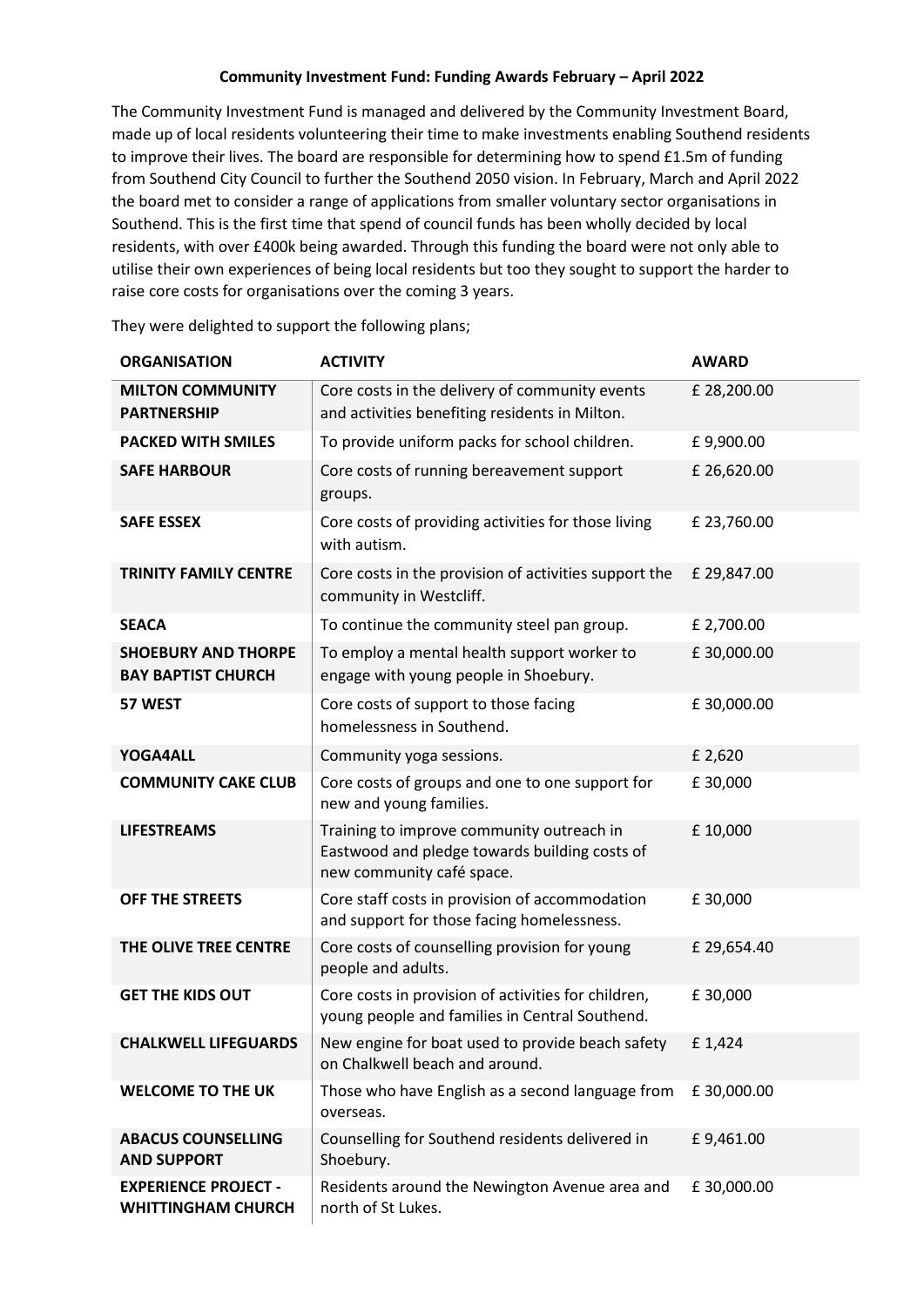**Community Investment Fund: Funding Awards February – April 2022**

The Community Investment Fund is managed and delivered by the Community Investment Board, made up of local residents volunteering their time to make investments enabling Southend residents to improve their lives. The board are responsible for determining how to spend £1.5m of funding from Southend City Council to further the Southend 2050 vision. In February, March and April 2022 the board met to consider a range of applications from smaller voluntary sector organisations in Southend. This is the first time that spend of council funds has been wholly decided by local residents, with over £400k being awarded. Through this funding the board were not only able to utilise their own experiences of being local residents but too they sought to support the harder to raise core costs for organisations over the coming 3 years.

They were delighted to support the following plans;

| ORGANISATION | ACTIVITY | AWARD |
|---|---|---|
| **MILTON COMMUNITY PARTNERSHIP** | Core costs in the delivery of community events and activities benefiting residents in Milton. | £ 28,200.00 |
| **PACKED WITH SMILES** | To provide uniform packs for school children. | £ 9,900.00 |
| **SAFE HARBOUR** | Core costs of running bereavement support groups. | £ 26,620.00 |
| **SAFE ESSEX** | Core costs of providing activities for those living with autism. | £ 23,760.00 |
| **TRINITY FAMILY CENTRE** | Core costs in the provision of activities support the community in Westcliff. | £ 29,847.00 |
| **SEACA** | To continue the community steel pan group. | £ 2,700.00 |
| **SHOEBURY AND THORPE BAY BAPTIST CHURCH** | To employ a mental health support worker to engage with young people in Shoebury. | £ 30,000.00 |
| **57 WEST** | Core costs of support to those facing homelessness in Southend. | £ 30,000.00 |
| **YOGA4ALL** | Community yoga sessions. | £ 2,620 |
| **COMMUNITY CAKE CLUB** | Core costs of groups and one to one support for new and young families. | £ 30,000 |
| **LIFESTREAMS** | Training to improve community outreach in Eastwood and pledge towards building costs of new community café space. | £ 10,000 |
| **OFF THE STREETS** | Core staff costs in provision of accommodation and support for those facing homelessness. | £ 30,000 |
| **THE OLIVE TREE CENTRE** | Core costs of counselling provision for young people and adults. | £ 29,654.40 |
| **GET THE KIDS OUT** | Core costs in provision of activities for children, young people and families in Central Southend. | £ 30,000 |
| **CHALKWELL LIFEGUARDS** | New engine for boat used to provide beach safety on Chalkwell beach and around. | £ 1,424 |
| **WELCOME TO THE UK** | Those who have English as a second language from overseas. | £ 30,000.00 |
| **ABACUS COUNSELLING AND SUPPORT** | Counselling for Southend residents delivered in Shoebury. | £ 9,461.00 |
| **EXPERIENCE PROJECT - WHITTINGHAM CHURCH** | Residents around the Newington Avenue area and north of St Lukes. | £ 30,000.00 |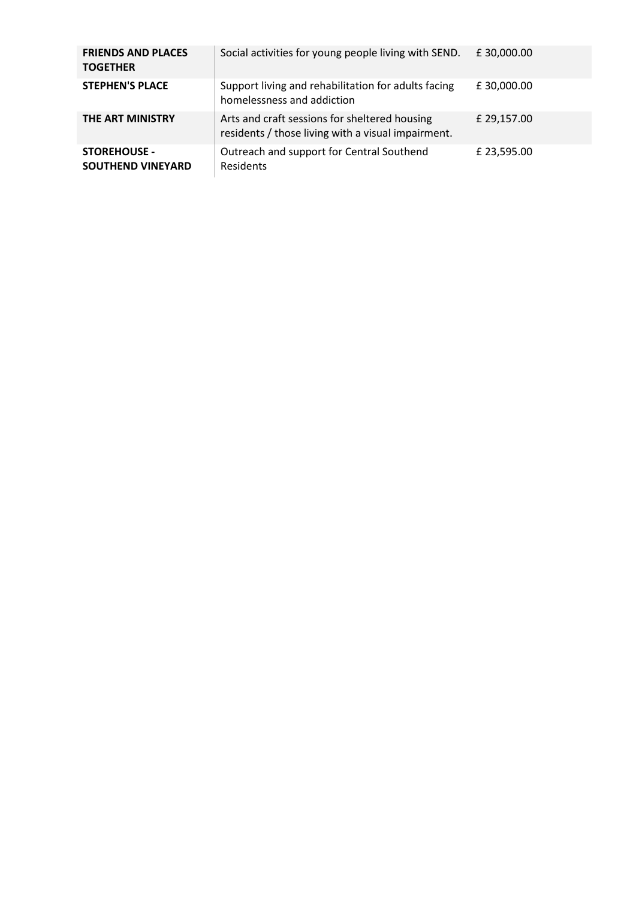| | | |
|---|---|---|
| **FRIENDS AND PLACES TOGETHER** | Social activities for young people living with SEND. | £ 30,000.00 |
| **STEPHEN'S PLACE** | Support living and rehabilitation for adults facing homelessness and addiction | £ 30,000.00 |
| **THE ART MINISTRY** | Arts and craft sessions for sheltered housing residents / those living with a visual impairment. | £ 29,157.00 |
| **STOREHOUSE - SOUTHEND VINEYARD** | Outreach and support for Central Southend Residents | £ 23,595.00 |